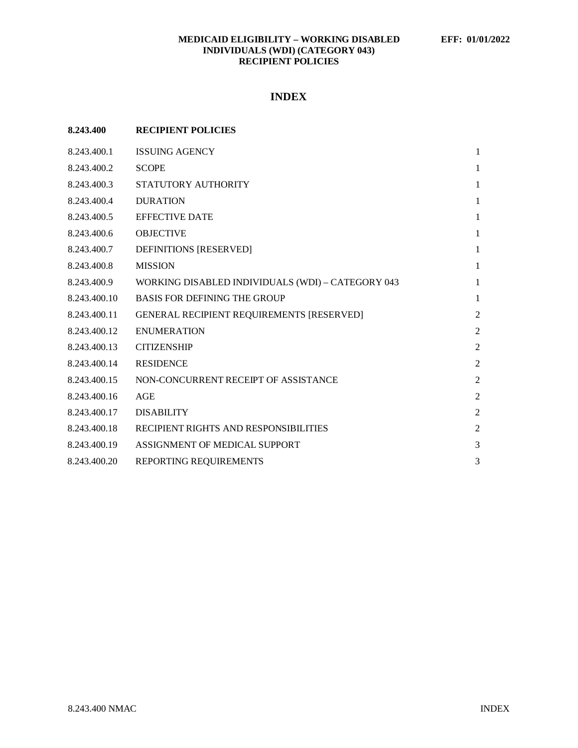**MEDICAID ELIGIBILITY – WORKING DISABLED INDIVIDUALS (WDI) (CATEGORY 043)**
**RECIPIENT POLICIES**

**EFF: 01/01/2022**

# INDEX

| **8.243.400** | **RECIPIENT POLICIES** | |
|---|---|---|
| 8.243.400.1 | ISSUING AGENCY | 1 |
| 8.243.400.2 | SCOPE | 1 |
| 8.243.400.3 | STATUTORY AUTHORITY | 1 |
| 8.243.400.4 | DURATION | 1 |
| 8.243.400.5 | EFFECTIVE DATE | 1 |
| 8.243.400.6 | OBJECTIVE | 1 |
| 8.243.400.7 | DEFINITIONS [RESERVED] | 1 |
| 8.243.400.8 | MISSION | 1 |
| 8.243.400.9 | WORKING DISABLED INDIVIDUALS (WDI) – CATEGORY 043 | 1 |
| 8.243.400.10 | BASIS FOR DEFINING THE GROUP | 1 |
| 8.243.400.11 | GENERAL RECIPIENT REQUIREMENTS [RESERVED] | 2 |
| 8.243.400.12 | ENUMERATION | 2 |
| 8.243.400.13 | CITIZENSHIP | 2 |
| 8.243.400.14 | RESIDENCE | 2 |
| 8.243.400.15 | NON-CONCURRENT RECEIPT OF ASSISTANCE | 2 |
| 8.243.400.16 | AGE | 2 |
| 8.243.400.17 | DISABILITY | 2 |
| 8.243.400.18 | RECIPIENT RIGHTS AND RESPONSIBILITIES | 2 |
| 8.243.400.19 | ASSIGNMENT OF MEDICAL SUPPORT | 3 |
| 8.243.400.20 | REPORTING REQUIREMENTS | 3 |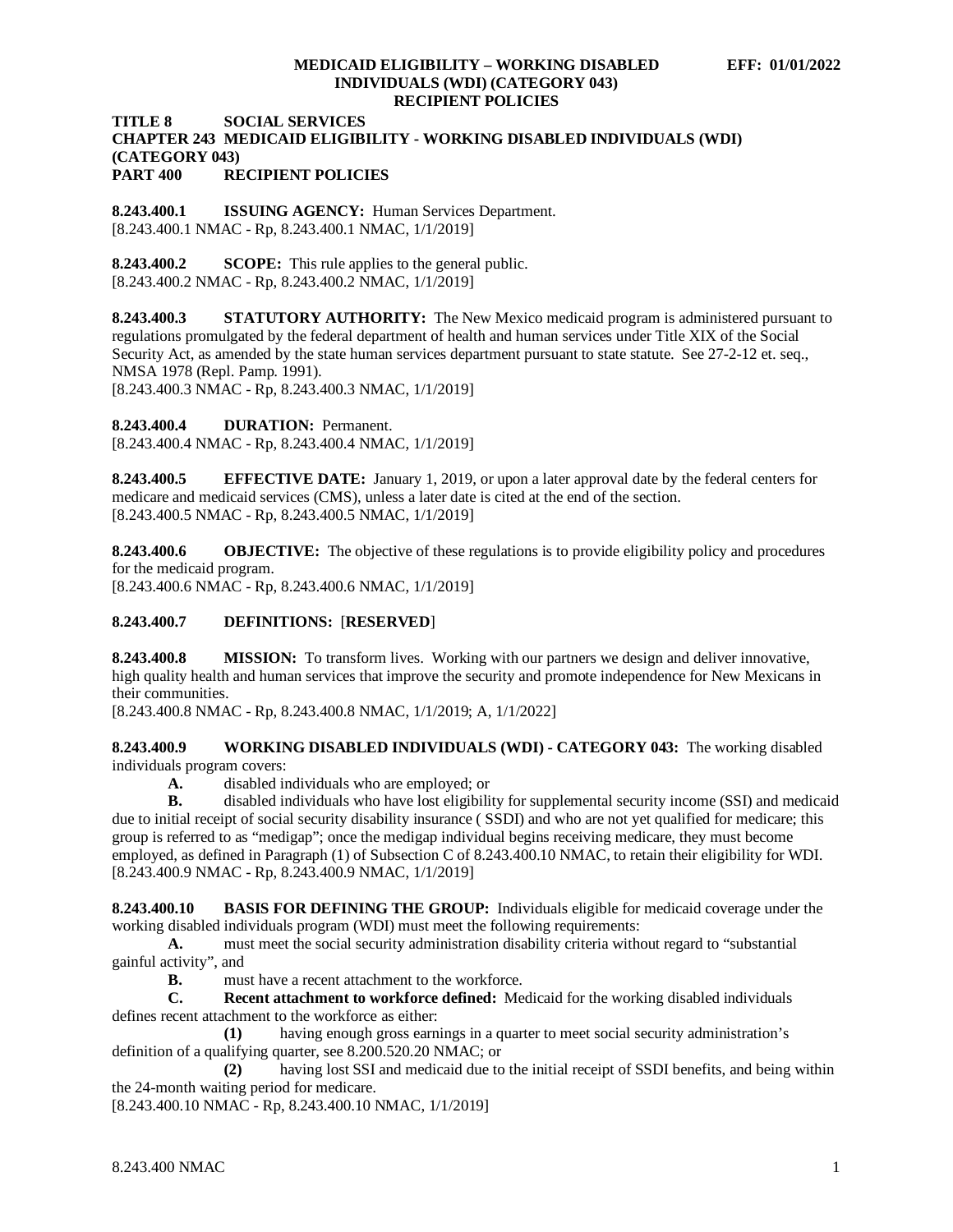**TITLE 8 SOCIAL SERVICES**
**CHAPTER 243 MEDICAID ELIGIBILITY - WORKING DISABLED INDIVIDUALS (WDI) (CATEGORY 043)**
**PART 400 RECIPIENT POLICIES**

**8.243.400.1 ISSUING AGENCY:** Human Services Department.
[8.243.400.1 NMAC - Rp, 8.243.400.1 NMAC, 1/1/2019]

**8.243.400.2 SCOPE:** This rule applies to the general public.
[8.243.400.2 NMAC - Rp, 8.243.400.2 NMAC, 1/1/2019]

**8.243.400.3 STATUTORY AUTHORITY:** The New Mexico medicaid program is administered pursuant to regulations promulgated by the federal department of health and human services under Title XIX of the Social Security Act, as amended by the state human services department pursuant to state statute. See 27-2-12 et. seq., NMSA 1978 (Repl. Pamp. 1991).
[8.243.400.3 NMAC - Rp, 8.243.400.3 NMAC, 1/1/2019]

**8.243.400.4 DURATION:** Permanent.
[8.243.400.4 NMAC - Rp, 8.243.400.4 NMAC, 1/1/2019]

**8.243.400.5 EFFECTIVE DATE:** January 1, 2019, or upon a later approval date by the federal centers for medicare and medicaid services (CMS), unless a later date is cited at the end of the section.
[8.243.400.5 NMAC - Rp, 8.243.400.5 NMAC, 1/1/2019]

**8.243.400.6 OBJECTIVE:** The objective of these regulations is to provide eligibility policy and procedures for the medicaid program.
[8.243.400.6 NMAC - Rp, 8.243.400.6 NMAC, 1/1/2019]

**8.243.400.7 DEFINITIONS:** [**RESERVED**]

**8.243.400.8 MISSION:** To transform lives. Working with our partners we design and deliver innovative, high quality health and human services that improve the security and promote independence for New Mexicans in their communities.
[8.243.400.8 NMAC - Rp, 8.243.400.8 NMAC, 1/1/2019; A, 1/1/2022]

**8.243.400.9 WORKING DISABLED INDIVIDUALS (WDI) - CATEGORY 043:** The working disabled individuals program covers:

**A.** disabled individuals who are employed; or

**B.** disabled individuals who have lost eligibility for supplemental security income (SSI) and medicaid due to initial receipt of social security disability insurance ( SSDI) and who are not yet qualified for medicare; this group is referred to as "medigap"; once the medigap individual begins receiving medicare, they must become employed, as defined in Paragraph (1) of Subsection C of 8.243.400.10 NMAC, to retain their eligibility for WDI.
[8.243.400.9 NMAC - Rp, 8.243.400.9 NMAC, 1/1/2019]

**8.243.400.10 BASIS FOR DEFINING THE GROUP:** Individuals eligible for medicaid coverage under the working disabled individuals program (WDI) must meet the following requirements:

**A.** must meet the social security administration disability criteria without regard to "substantial gainful activity", and

**B.** must have a recent attachment to the workforce.

**C. Recent attachment to workforce defined:** Medicaid for the working disabled individuals defines recent attachment to the workforce as either:

**(1)** having enough gross earnings in a quarter to meet social security administration's definition of a qualifying quarter, see 8.200.520.20 NMAC; or

**(2)** having lost SSI and medicaid due to the initial receipt of SSDI benefits, and being within the 24-month waiting period for medicare.
[8.243.400.10 NMAC - Rp, 8.243.400.10 NMAC, 1/1/2019]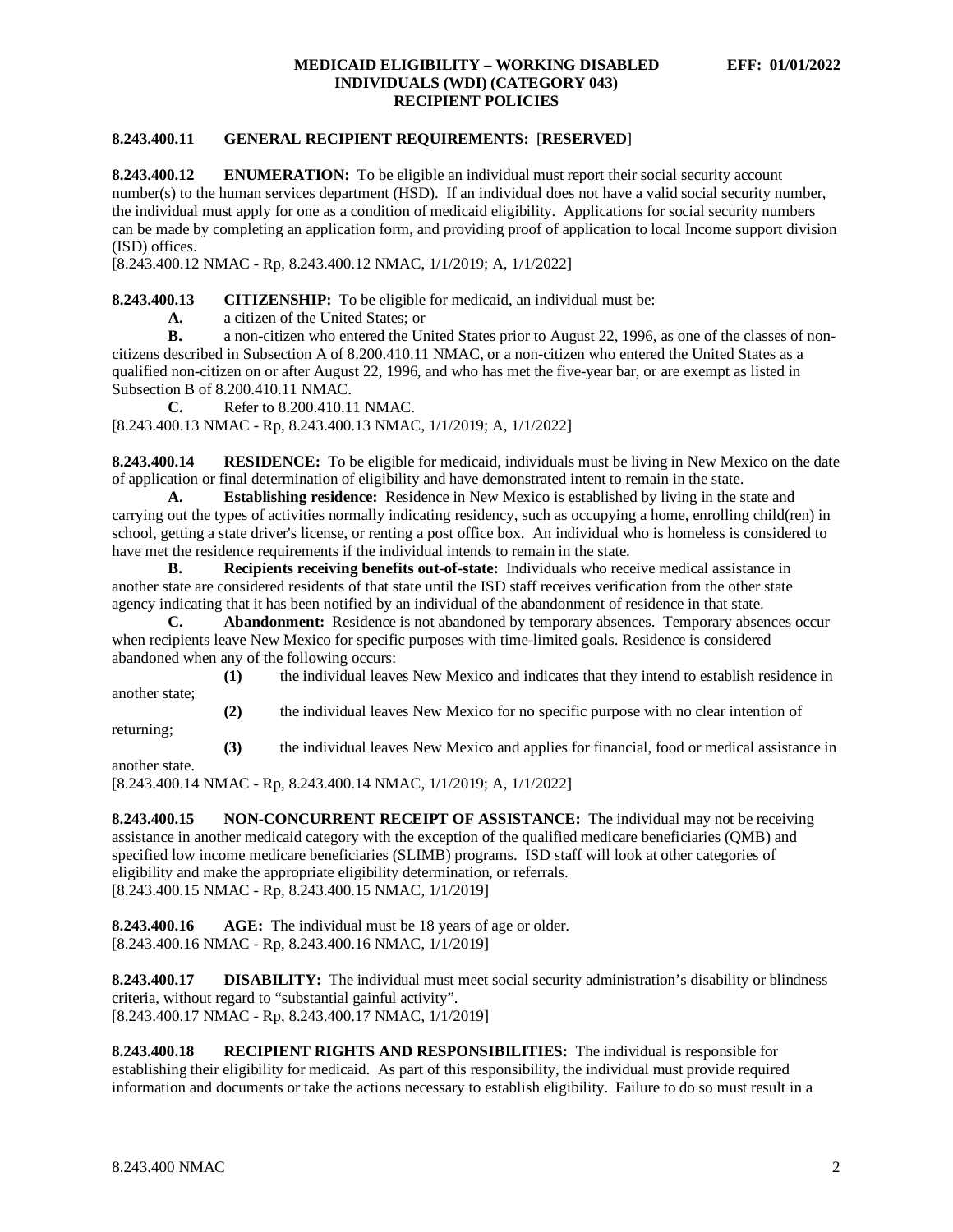**8.243.400.11 GENERAL RECIPIENT REQUIREMENTS:** [**RESERVED**]

**8.243.400.12 ENUMERATION:** To be eligible an individual must report their social security account number(s) to the human services department (HSD). If an individual does not have a valid social security number, the individual must apply for one as a condition of medicaid eligibility. Applications for social security numbers can be made by completing an application form, and providing proof of application to local Income support division (ISD) offices.
[8.243.400.12 NMAC - Rp, 8.243.400.12 NMAC, 1/1/2019; A, 1/1/2022]

**8.243.400.13 CITIZENSHIP:** To be eligible for medicaid, an individual must be:

**A.** a citizen of the United States; or

**B.** a non-citizen who entered the United States prior to August 22, 1996, as one of the classes of non-citizens described in Subsection A of 8.200.410.11 NMAC, or a non-citizen who entered the United States as a qualified non-citizen on or after August 22, 1996, and who has met the five-year bar, or are exempt as listed in Subsection B of 8.200.410.11 NMAC.

**C.** Refer to 8.200.410.11 NMAC.

[8.243.400.13 NMAC - Rp, 8.243.400.13 NMAC, 1/1/2019; A, 1/1/2022]

**8.243.400.14 RESIDENCE:** To be eligible for medicaid, individuals must be living in New Mexico on the date of application or final determination of eligibility and have demonstrated intent to remain in the state.

**A. Establishing residence:** Residence in New Mexico is established by living in the state and carrying out the types of activities normally indicating residency, such as occupying a home, enrolling child(ren) in school, getting a state driver's license, or renting a post office box. An individual who is homeless is considered to have met the residence requirements if the individual intends to remain in the state.

**B. Recipients receiving benefits out-of-state:** Individuals who receive medical assistance in another state are considered residents of that state until the ISD staff receives verification from the other state agency indicating that it has been notified by an individual of the abandonment of residence in that state.

**C. Abandonment:** Residence is not abandoned by temporary absences. Temporary absences occur when recipients leave New Mexico for specific purposes with time-limited goals. Residence is considered abandoned when any of the following occurs:

**(1)** the individual leaves New Mexico and indicates that they intend to establish residence in another state;

**(2)** the individual leaves New Mexico for no specific purpose with no clear intention of returning;

**(3)** the individual leaves New Mexico and applies for financial, food or medical assistance in another state.

[8.243.400.14 NMAC - Rp, 8.243.400.14 NMAC, 1/1/2019; A, 1/1/2022]

**8.243.400.15 NON-CONCURRENT RECEIPT OF ASSISTANCE:** The individual may not be receiving assistance in another medicaid category with the exception of the qualified medicare beneficiaries (QMB) and specified low income medicare beneficiaries (SLIMB) programs. ISD staff will look at other categories of eligibility and make the appropriate eligibility determination, or referrals.
[8.243.400.15 NMAC - Rp, 8.243.400.15 NMAC, 1/1/2019]

**8.243.400.16 AGE:** The individual must be 18 years of age or older.
[8.243.400.16 NMAC - Rp, 8.243.400.16 NMAC, 1/1/2019]

**8.243.400.17 DISABILITY:** The individual must meet social security administration's disability or blindness criteria, without regard to "substantial gainful activity".
[8.243.400.17 NMAC - Rp, 8.243.400.17 NMAC, 1/1/2019]

**8.243.400.18 RECIPIENT RIGHTS AND RESPONSIBILITIES:** The individual is responsible for establishing their eligibility for medicaid. As part of this responsibility, the individual must provide required information and documents or take the actions necessary to establish eligibility. Failure to do so must result in a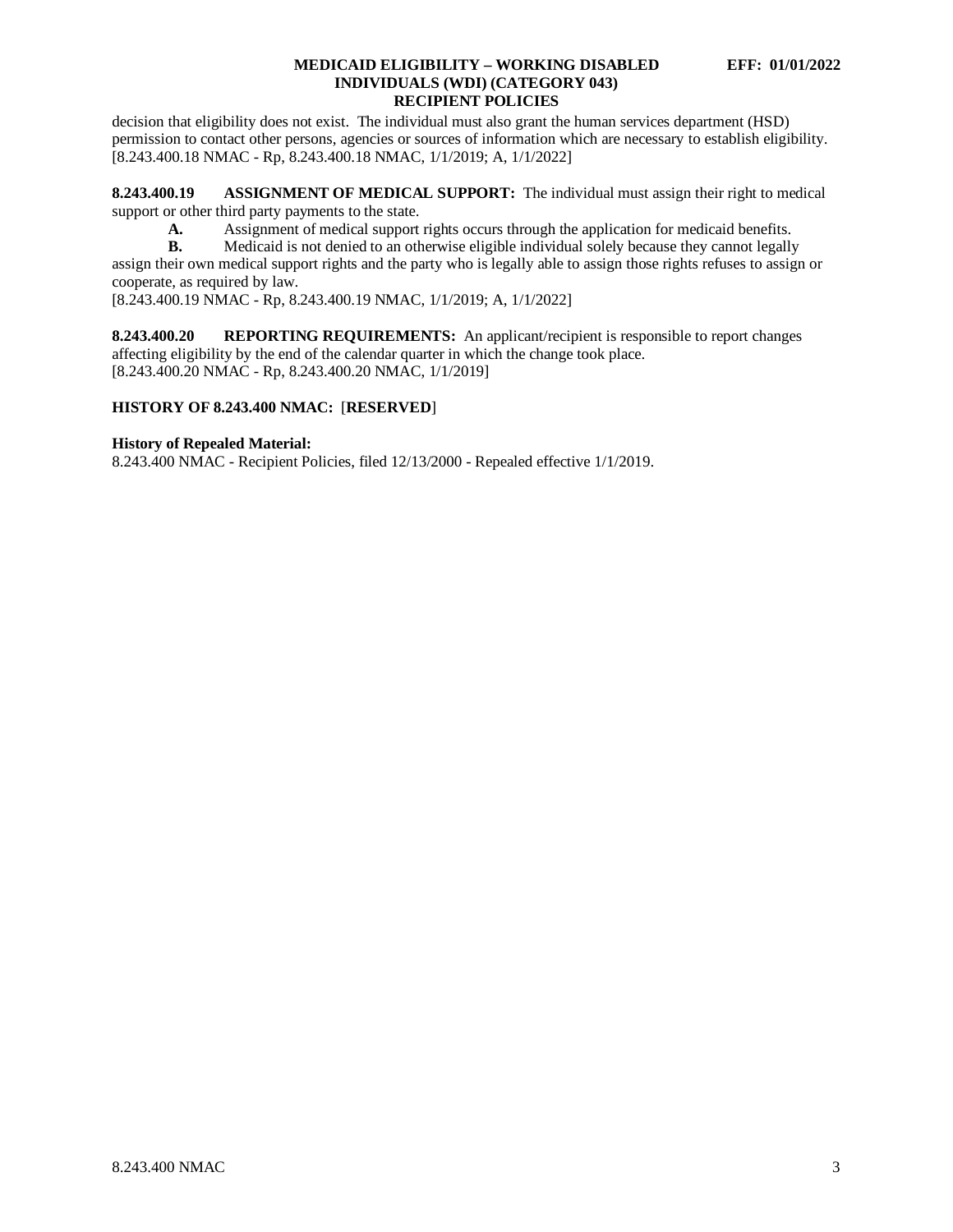decision that eligibility does not exist. The individual must also grant the human services department (HSD) permission to contact other persons, agencies or sources of information which are necessary to establish eligibility.
[8.243.400.18 NMAC - Rp, 8.243.400.18 NMAC, 1/1/2019; A, 1/1/2022]

**8.243.400.19 ASSIGNMENT OF MEDICAL SUPPORT:** The individual must assign their right to medical support or other third party payments to the state.

**A.** Assignment of medical support rights occurs through the application for medicaid benefits.

**B.** Medicaid is not denied to an otherwise eligible individual solely because they cannot legally assign their own medical support rights and the party who is legally able to assign those rights refuses to assign or cooperate, as required by law.

[8.243.400.19 NMAC - Rp, 8.243.400.19 NMAC, 1/1/2019; A, 1/1/2022]

**8.243.400.20 REPORTING REQUIREMENTS:** An applicant/recipient is responsible to report changes affecting eligibility by the end of the calendar quarter in which the change took place.
[8.243.400.20 NMAC - Rp, 8.243.400.20 NMAC, 1/1/2019]

**HISTORY OF 8.243.400 NMAC:** [**RESERVED**]

**History of Repealed Material:**
8.243.400 NMAC - Recipient Policies, filed 12/13/2000 - Repealed effective 1/1/2019.